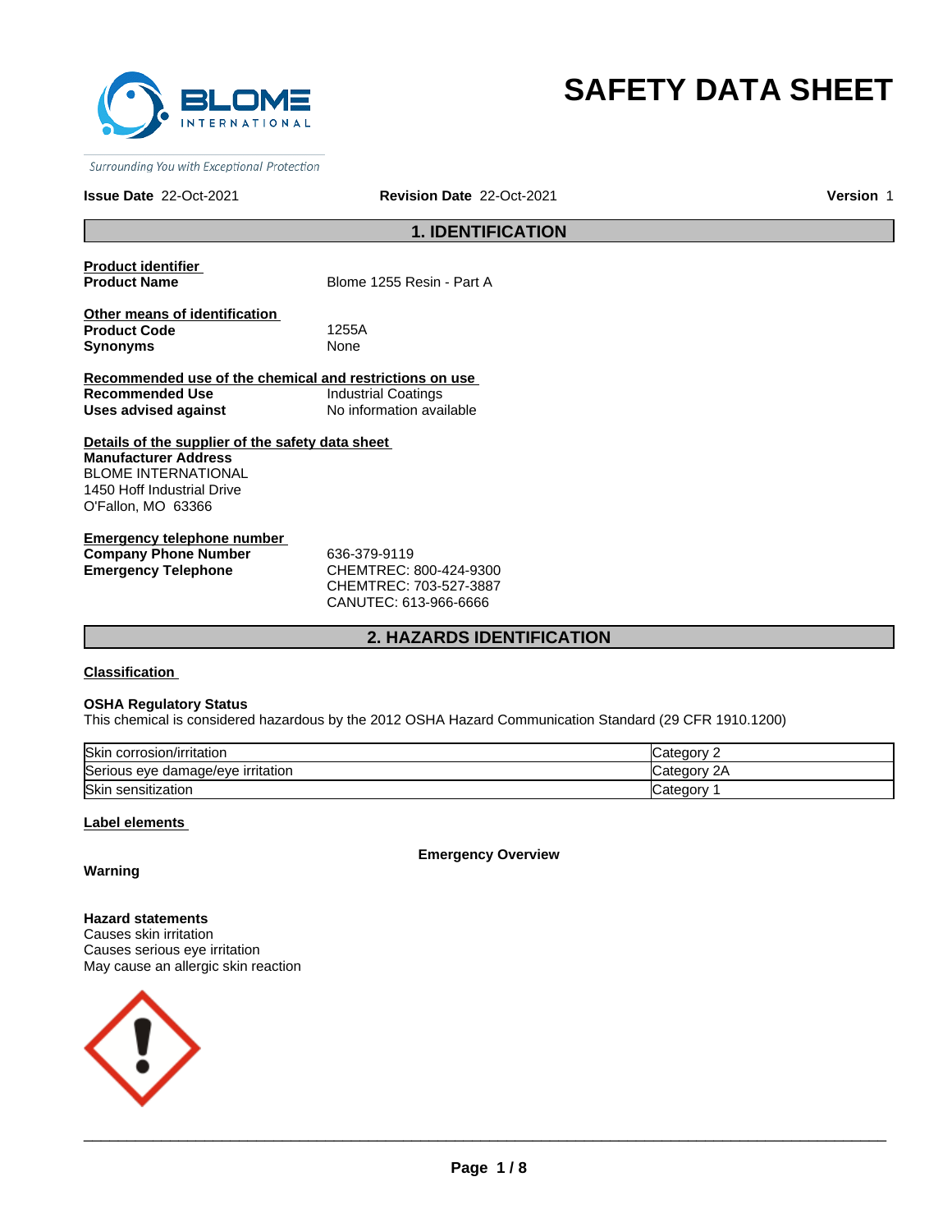Surrounding You with Exceptional Protection

# SAFETY DATA SHEET

**Issue Date** 22-Oct-2021 **Revision Date** 22-Oct-2021 **Version** 1

## 1. IDENTIFICATION

**Product identifier**

**Product Name** Blome 1255 Resin - Part A

**Other means of identification**

**Product Code** 1255A

**Synonyms** None

**Recommended use of the chemical and restrictions on use**

**Recommended Use** Industrial Coatings

**Uses advised against** No information available

**Details of the supplier of the safety data sheet**

**Manufacturer Address**
BLOME INTERNATIONAL
1450 Hoff Industrial Drive
O'Fallon, MO 63366

**Emergency telephone number**

**Company Phone Number** 636-379-9119

**Emergency Telephone** CHEMTREC: 800-424-9300
CHEMTREC: 703-527-3887
CANUTEC: 613-966-6666

## 2. HAZARDS IDENTIFICATION

**Classification**

**OSHA Regulatory Status**
This chemical is considered hazardous by the 2012 OSHA Hazard Communication Standard (29 CFR 1910.1200)

| Hazard | Category |
|---|---|
| Skin corrosion/irritation | Category 2 |
| Serious eye damage/eye irritation | Category 2A |
| Skin sensitization | Category 1 |

**Label elements**

**Emergency Overview**

**Warning**

**Hazard statements**
Causes skin irritation
Causes serious eye irritation
May cause an allergic skin reaction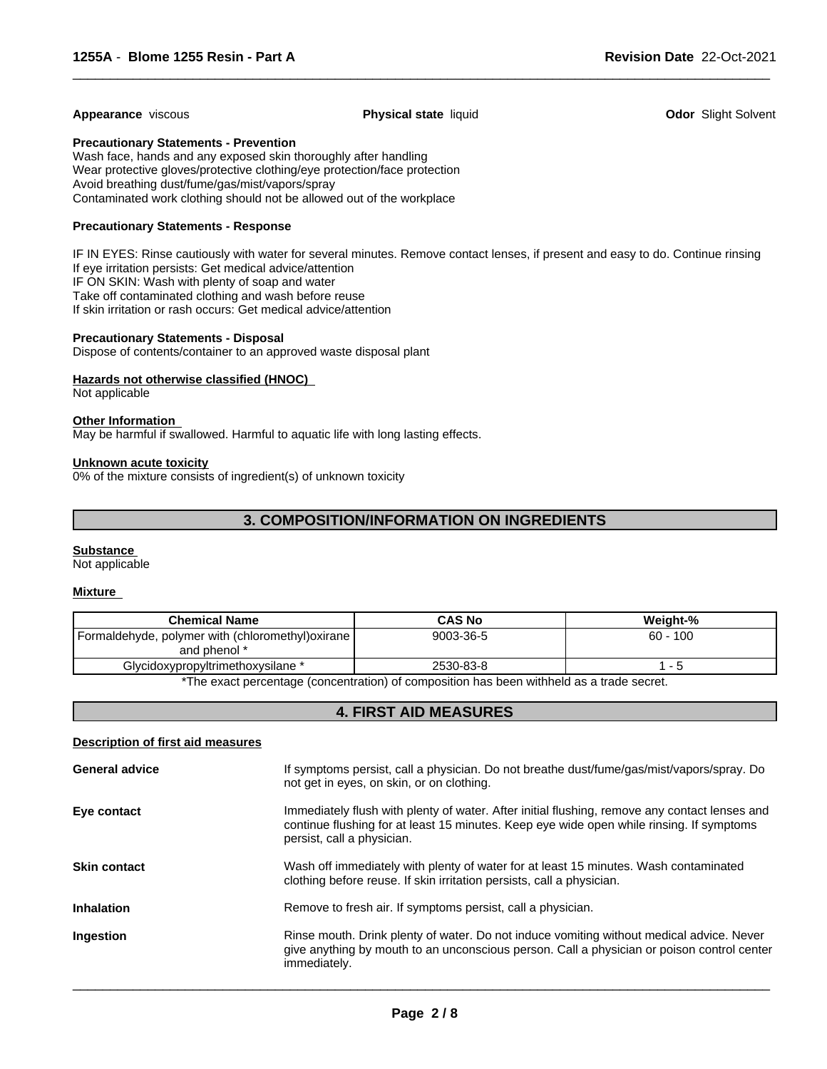**Appearance** viscous **Physical state** liquid **Odor** Slight Solvent

**Precautionary Statements - Prevention**

Wash face, hands and any exposed skin thoroughly after handling
Wear protective gloves/protective clothing/eye protection/face protection
Avoid breathing dust/fume/gas/mist/vapors/spray
Contaminated work clothing should not be allowed out of the workplace

**Precautionary Statements - Response**

IF IN EYES: Rinse cautiously with water for several minutes. Remove contact lenses, if present and easy to do. Continue rinsing
If eye irritation persists: Get medical advice/attention
IF ON SKIN: Wash with plenty of soap and water
Take off contaminated clothing and wash before reuse
If skin irritation or rash occurs: Get medical advice/attention

**Precautionary Statements - Disposal**

Dispose of contents/container to an approved waste disposal plant

**Hazards not otherwise classified (HNOC)**

Not applicable

**Other Information**

May be harmful if swallowed. Harmful to aquatic life with long lasting effects.

**Unknown acute toxicity**

0% of the mixture consists of ingredient(s) of unknown toxicity

## 3. COMPOSITION/INFORMATION ON INGREDIENTS

**Substance**

Not applicable

**Mixture**

| Chemical Name | CAS No | Weight-% |
|---|---|---|
| Formaldehyde, polymer with (chloromethyl)oxirane and phenol * | 9003-36-5 | 60 - 100 |
| Glycidoxypropyltrimethoxysilane * | 2530-83-8 | 1 - 5 |

*The exact percentage (concentration) of composition has been withheld as a trade secret.

## 4. FIRST AID MEASURES

**Description of first aid measures**

**General advice** If symptoms persist, call a physician. Do not breathe dust/fume/gas/mist/vapors/spray. Do not get in eyes, on skin, or on clothing.

**Eye contact** Immediately flush with plenty of water. After initial flushing, remove any contact lenses and continue flushing for at least 15 minutes. Keep eye wide open while rinsing. If symptoms persist, call a physician.

**Skin contact** Wash off immediately with plenty of water for at least 15 minutes. Wash contaminated clothing before reuse. If skin irritation persists, call a physician.

**Inhalation** Remove to fresh air. If symptoms persist, call a physician.

**Ingestion** Rinse mouth. Drink plenty of water. Do not induce vomiting without medical advice. Never give anything by mouth to an unconscious person. Call a physician or poison control center immediately.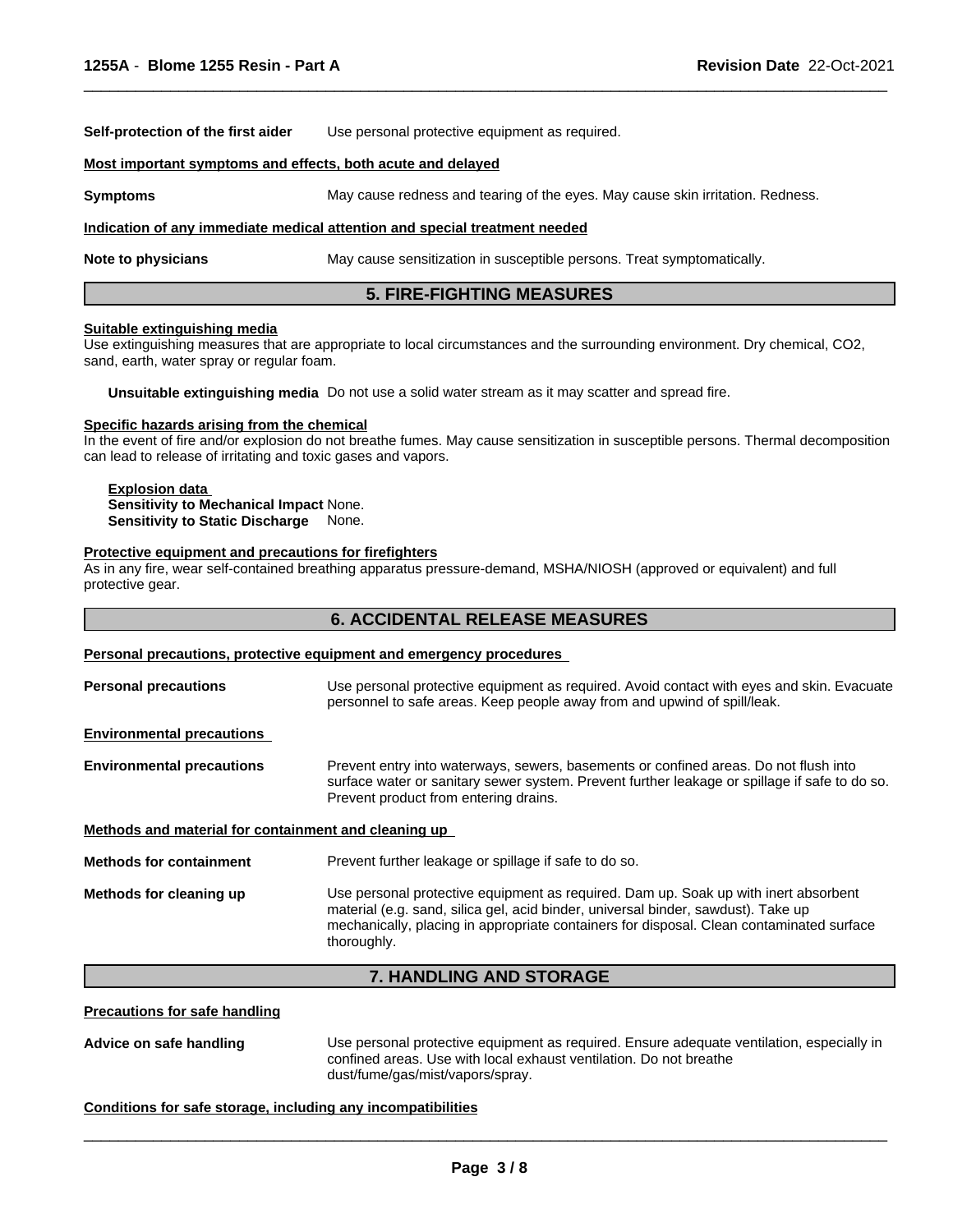**Self-protection of the first aider** Use personal protective equipment as required.

**Most important symptoms and effects, both acute and delayed**

**Symptoms** May cause redness and tearing of the eyes. May cause skin irritation. Redness.

**Indication of any immediate medical attention and special treatment needed**

**Note to physicians** May cause sensitization in susceptible persons. Treat symptomatically.

## 5. FIRE-FIGHTING MEASURES

**Suitable extinguishing media**

Use extinguishing measures that are appropriate to local circumstances and the surrounding environment. Dry chemical, $CO_2$, sand, earth, water spray or regular foam.

**Unsuitable extinguishing media** Do not use a solid water stream as it may scatter and spread fire.

**Specific hazards arising from the chemical**

In the event of fire and/or explosion do not breathe fumes. May cause sensitization in susceptible persons. Thermal decomposition can lead to release of irritating and toxic gases and vapors.

**Explosion data**
**Sensitivity to Mechanical Impact** None.
**Sensitivity to Static Discharge** None.

**Protective equipment and precautions for firefighters**

As in any fire, wear self-contained breathing apparatus pressure-demand, MSHA/NIOSH (approved or equivalent) and full protective gear.

## 6. ACCIDENTAL RELEASE MEASURES

**Personal precautions, protective equipment and emergency procedures**

**Personal precautions** Use personal protective equipment as required. Avoid contact with eyes and skin. Evacuate personnel to safe areas. Keep people away from and upwind of spill/leak.

**Environmental precautions**

**Environmental precautions** Prevent entry into waterways, sewers, basements or confined areas. Do not flush into surface water or sanitary sewer system. Prevent further leakage or spillage if safe to do so. Prevent product from entering drains.

**Methods and material for containment and cleaning up**

**Methods for containment** Prevent further leakage or spillage if safe to do so.

**Methods for cleaning up** Use personal protective equipment as required. Dam up. Soak up with inert absorbent material (e.g. sand, silica gel, acid binder, universal binder, sawdust). Take up mechanically, placing in appropriate containers for disposal. Clean contaminated surface thoroughly.

## 7. HANDLING AND STORAGE

**Precautions for safe handling**

**Advice on safe handling** Use personal protective equipment as required. Ensure adequate ventilation, especially in confined areas. Use with local exhaust ventilation. Do not breathe dust/fume/gas/mist/vapors/spray.

**Conditions for safe storage, including any incompatibilities**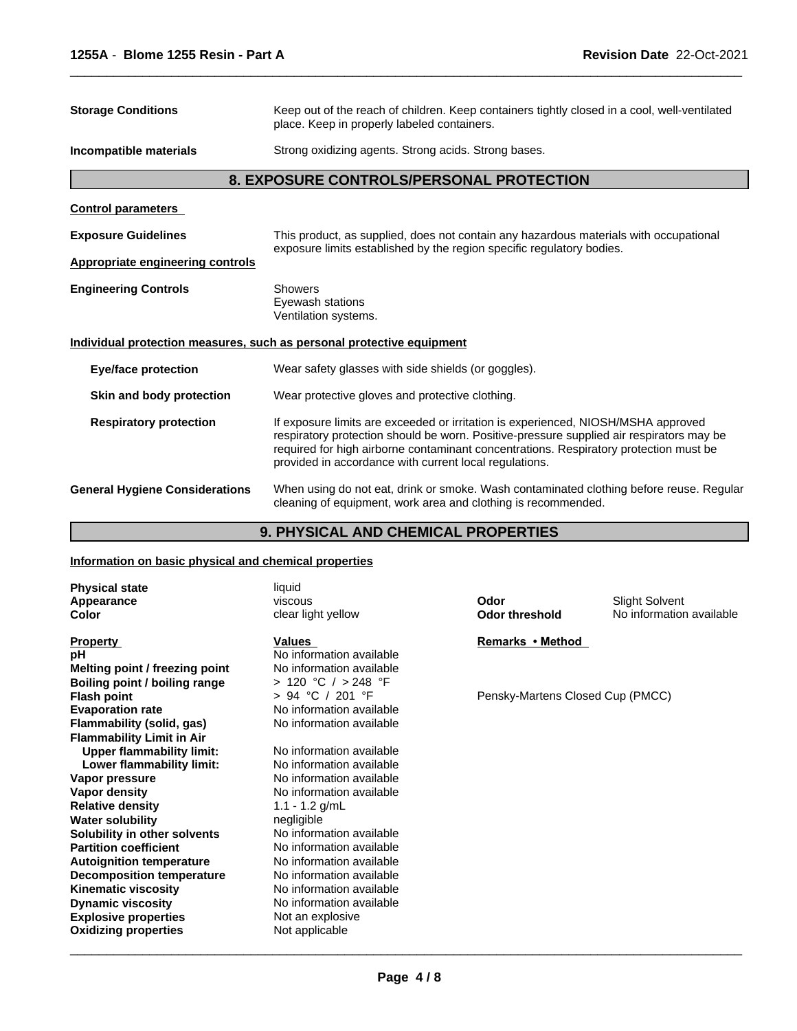| | |
|---|---|
| **Storage Conditions** | Keep out of the reach of children. Keep containers tightly closed in a cool, well-ventilated place. Keep in properly labeled containers. |
| **Incompatible materials** | Strong oxidizing agents. Strong acids. Strong bases. |

## 8. EXPOSURE CONTROLS/PERSONAL PROTECTION

**Control parameters**

| | |
|---|---|
| **Exposure Guidelines** | This product, as supplied, does not contain any hazardous materials with occupational exposure limits established by the region specific regulatory bodies. |

**Appropriate engineering controls**

| | |
|---|---|
| **Engineering Controls** | Showers<br>Eyewash stations<br>Ventilation systems. |

**Individual protection measures, such as personal protective equipment**

| | |
|---|---|
| **Eye/face protection** | Wear safety glasses with side shields (or goggles). |
| **Skin and body protection** | Wear protective gloves and protective clothing. |
| **Respiratory protection** | If exposure limits are exceeded or irritation is experienced, NIOSH/MSHA approved respiratory protection should be worn. Positive-pressure supplied air respirators may be required for high airborne contaminant concentrations. Respiratory protection must be provided in accordance with current local regulations. |
| **General Hygiene Considerations** | When using do not eat, drink or smoke. Wash contaminated clothing before reuse. Regular cleaning of equipment, work area and clothing is recommended. |

## 9. PHYSICAL AND CHEMICAL PROPERTIES

**Information on basic physical and chemical properties**

| | | | |
|---|---|---|---|
| **Physical state** | liquid | | |
| **Appearance** | viscous | **Odor** | Slight Solvent |
| **Color** | clear light yellow | **Odor threshold** | No information available |

| **Property** | **Values** | **Remarks • Method** |
|---|---|---|
| **pH** | No information available | |
| **Melting point / freezing point** | No information available | |
| **Boiling point / boiling range** | > 120 °C / > 248 °F | |
| **Flash point** | > 94 °C / 201 °F | Pensky-Martens Closed Cup (PMCC) |
| **Evaporation rate** | No information available | |
| **Flammability (solid, gas)** | No information available | |
| **Flammability Limit in Air** | | |
| **Upper flammability limit:** | No information available | |
| **Lower flammability limit:** | No information available | |
| **Vapor pressure** | No information available | |
| **Vapor density** | No information available | |
| **Relative density** | 1.1 - 1.2 g/mL | |
| **Water solubility** | negligible | |
| **Solubility in other solvents** | No information available | |
| **Partition coefficient** | No information available | |
| **Autoignition temperature** | No information available | |
| **Decomposition temperature** | No information available | |
| **Kinematic viscosity** | No information available | |
| **Dynamic viscosity** | No information available | |
| **Explosive properties** | Not an explosive | |
| **Oxidizing properties** | Not applicable | |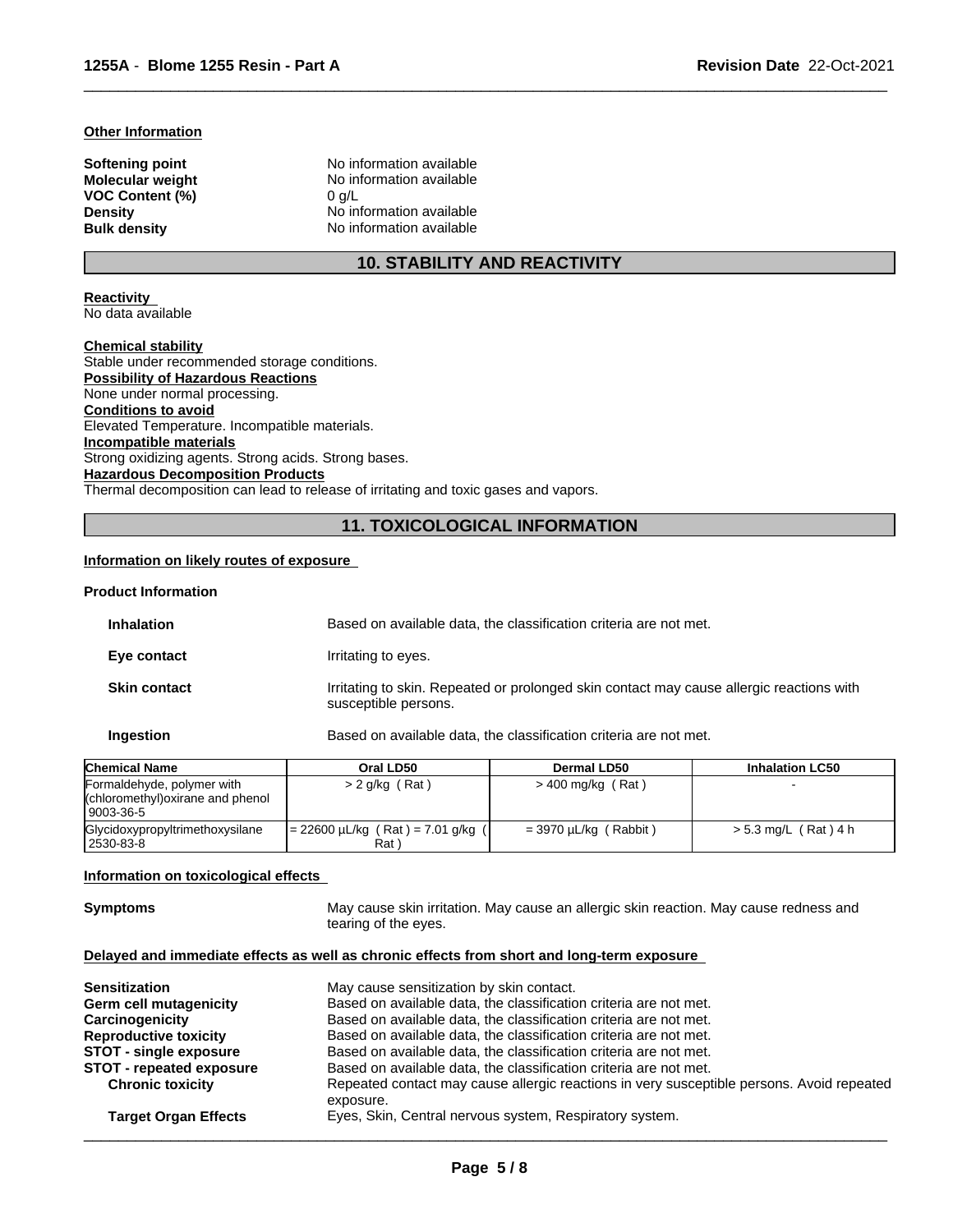**Other Information**

| | |
|---|---|
| **Softening point** | No information available |
| **Molecular weight** | No information available |
| **VOC Content (%)** | 0 g/L |
| **Density** | No information available |
| **Bulk density** | No information available |

## 10. STABILITY AND REACTIVITY

**Reactivity**
No data available

**Chemical stability**
Stable under recommended storage conditions.

**Possibility of Hazardous Reactions**
None under normal processing.

**Conditions to avoid**
Elevated Temperature. Incompatible materials.

**Incompatible materials**
Strong oxidizing agents. Strong acids. Strong bases.

**Hazardous Decomposition Products**
Thermal decomposition can lead to release of irritating and toxic gases and vapors.

## 11. TOXICOLOGICAL INFORMATION

**Information on likely routes of exposure**

**Product Information**

| | |
|---|---|
| **Inhalation** | Based on available data, the classification criteria are not met. |
| **Eye contact** | Irritating to eyes. |
| **Skin contact** | Irritating to skin. Repeated or prolonged skin contact may cause allergic reactions with susceptible persons. |
| **Ingestion** | Based on available data, the classification criteria are not met. |

| Chemical Name | Oral LD50 | Dermal LD50 | Inhalation LC50 |
|---|---|---|---|
| Formaldehyde, polymer with (chloromethyl)oxirane and phenol 9003-36-5 | > 2 g/kg ( Rat ) | > 400 mg/kg ( Rat ) | - |
| Glycidoxypropyltrimethoxysilane 2530-83-8 | = 22600 µL/kg ( Rat ) = 7.01 g/kg ( Rat ) | = 3970 µL/kg ( Rabbit ) | > 5.3 mg/L ( Rat ) 4 h |

**Information on toxicological effects**

| | |
|---|---|
| **Symptoms** | May cause skin irritation. May cause an allergic skin reaction. May cause redness and tearing of the eyes. |

**Delayed and immediate effects as well as chronic effects from short and long-term exposure**

| | |
|---|---|
| **Sensitization** | May cause sensitization by skin contact. |
| **Germ cell mutagenicity** | Based on available data, the classification criteria are not met. |
| **Carcinogenicity** | Based on available data, the classification criteria are not met. |
| **Reproductive toxicity** | Based on available data, the classification criteria are not met. |
| **STOT - single exposure** | Based on available data, the classification criteria are not met. |
| **STOT - repeated exposure** | Based on available data, the classification criteria are not met. |
| **Chronic toxicity** | Repeated contact may cause allergic reactions in very susceptible persons. Avoid repeated exposure. |
| **Target Organ Effects** | Eyes, Skin, Central nervous system, Respiratory system. |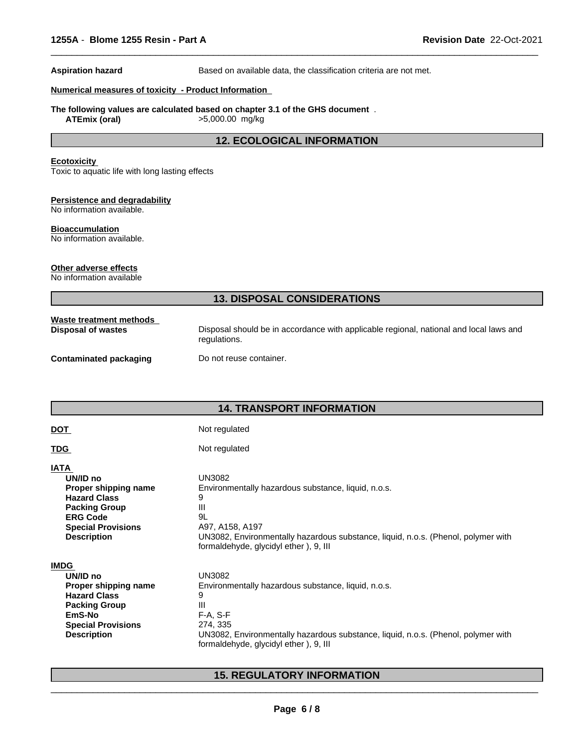**Aspiration hazard** — Based on available data, the classification criteria are not met.

**Numerical measures of toxicity - Product Information**

**The following values are calculated based on chapter 3.1 of the GHS document** .

**ATEmix (oral)** — >5,000.00 mg/kg

## 12. ECOLOGICAL INFORMATION

**Ecotoxicity**

Toxic to aquatic life with long lasting effects

**Persistence and degradability**

No information available.

**Bioaccumulation**

No information available.

**Other adverse effects**

No information available

## 13. DISPOSAL CONSIDERATIONS

**Waste treatment methods**

**Disposal of wastes** — Disposal should be in accordance with applicable regional, national and local laws and regulations.

**Contaminated packaging** — Do not reuse container.

## 14. TRANSPORT INFORMATION

**DOT** — Not regulated

**TDG** — Not regulated

**IATA**

| | |
|---|---|
| **UN/ID no** | UN3082 |
| **Proper shipping name** | Environmentally hazardous substance, liquid, n.o.s. |
| **Hazard Class** | 9 |
| **Packing Group** | III |
| **ERG Code** | 9L |
| **Special Provisions** | A97, A158, A197 |
| **Description** | UN3082, Environmentally hazardous substance, liquid, n.o.s. (Phenol, polymer with formaldehyde, glycidyl ether ), 9, III |

**IMDG**

| | |
|---|---|
| **UN/ID no** | UN3082 |
| **Proper shipping name** | Environmentally hazardous substance, liquid, n.o.s. |
| **Hazard Class** | 9 |
| **Packing Group** | III |
| **EmS-No** | F-A, S-F |
| **Special Provisions** | 274, 335 |
| **Description** | UN3082, Environmentally hazardous substance, liquid, n.o.s. (Phenol, polymer with formaldehyde, glycidyl ether ), 9, III |

## 15. REGULATORY INFORMATION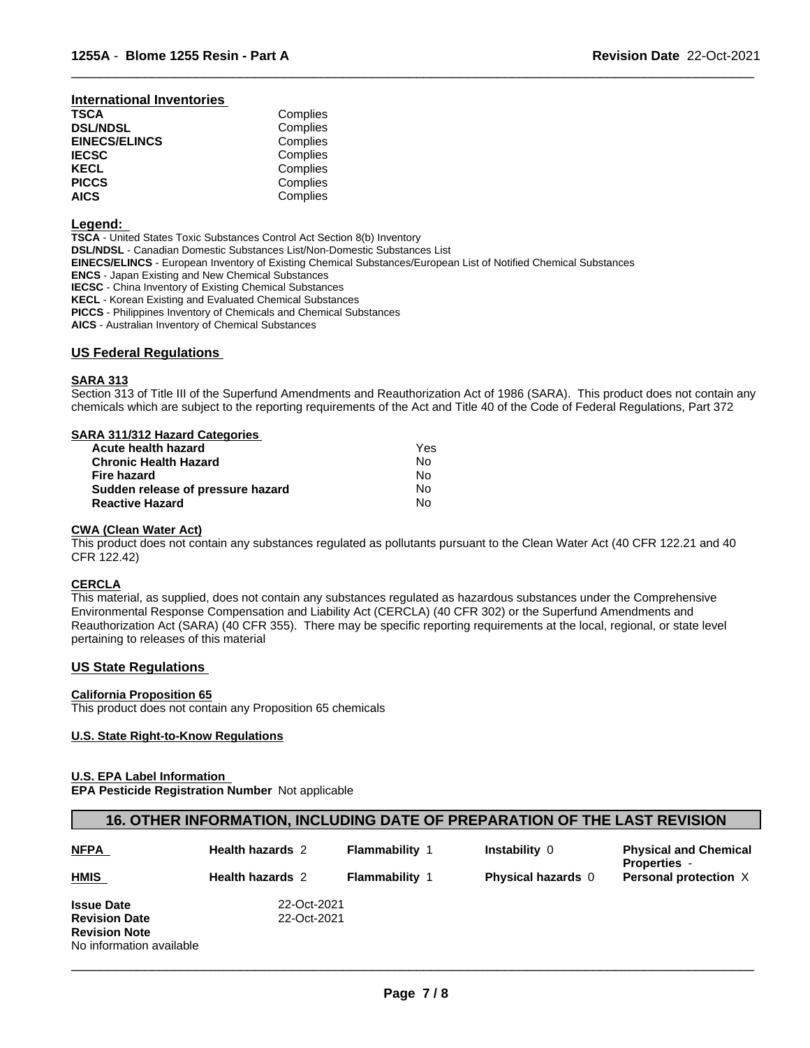#### International Inventories

| | |
|---|---|
| **TSCA** | Complies |
| **DSL/NDSL** | Complies |
| **EINECS/ELINCS** | Complies |
| **IECSC** | Complies |
| **KECL** | Complies |
| **PICCS** | Complies |
| **AICS** | Complies |

**Legend:**

**TSCA** - United States Toxic Substances Control Act Section 8(b) Inventory
**DSL/NDSL** - Canadian Domestic Substances List/Non-Domestic Substances List
**EINECS/ELINCS** - European Inventory of Existing Chemical Substances/European List of Notified Chemical Substances
**ENCS** - Japan Existing and New Chemical Substances
**IECSC** - China Inventory of Existing Chemical Substances
**KECL** - Korean Existing and Evaluated Chemical Substances
**PICCS** - Philippines Inventory of Chemicals and Chemical Substances
**AICS** - Australian Inventory of Chemical Substances

### US Federal Regulations

**SARA 313**

Section 313 of Title III of the Superfund Amendments and Reauthorization Act of 1986 (SARA). This product does not contain any chemicals which are subject to the reporting requirements of the Act and Title 40 of the Code of Federal Regulations, Part 372

**SARA 311/312 Hazard Categories**

| | |
|---|---|
| **Acute health hazard** | Yes |
| **Chronic Health Hazard** | No |
| **Fire hazard** | No |
| **Sudden release of pressure hazard** | No |
| **Reactive Hazard** | No |

**CWA (Clean Water Act)**

This product does not contain any substances regulated as pollutants pursuant to the Clean Water Act (40 CFR 122.21 and 40 CFR 122.42)

**CERCLA**

This material, as supplied, does not contain any substances regulated as hazardous substances under the Comprehensive Environmental Response Compensation and Liability Act (CERCLA) (40 CFR 302) or the Superfund Amendments and Reauthorization Act (SARA) (40 CFR 355). There may be specific reporting requirements at the local, regional, or state level pertaining to releases of this material

### US State Regulations

**California Proposition 65**

This product does not contain any Proposition 65 chemicals

**U.S. State Right-to-Know Regulations**

**U.S. EPA Label Information**

**EPA Pesticide Registration Number** Not applicable

## 16. OTHER INFORMATION, INCLUDING DATE OF PREPARATION OF THE LAST REVISION

| | | | | |
|---|---|---|---|---|
| **NFPA** | **Health hazards** 2 | **Flammability** 1 | **Instability** 0 | **Physical and Chemical Properties** - |
| **HMIS** | **Health hazards** 2 | **Flammability** 1 | **Physical hazards** 0 | **Personal protection** X |

**Issue Date** 22-Oct-2021
**Revision Date** 22-Oct-2021
**Revision Note**
No information available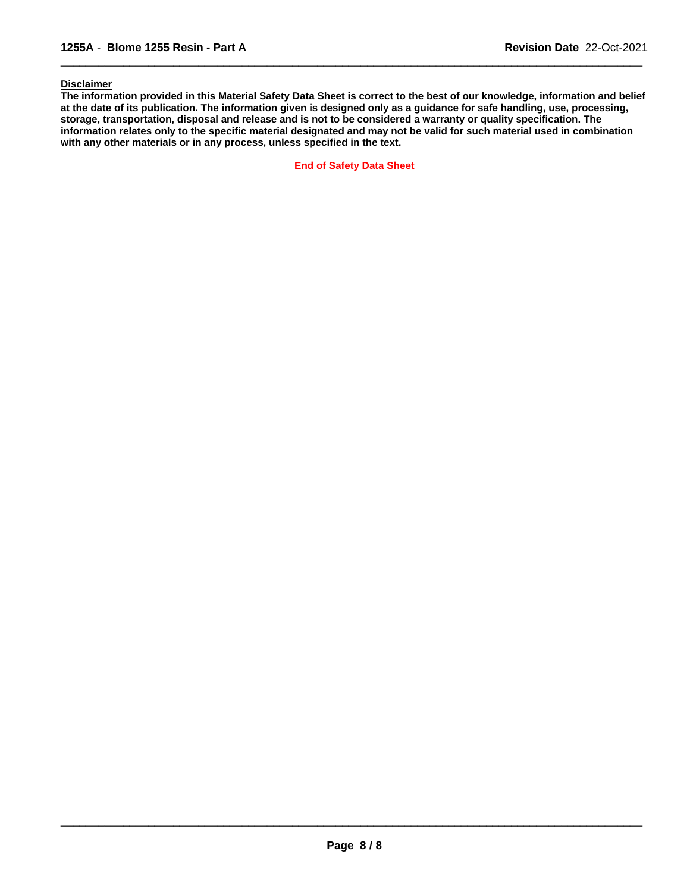**Disclaimer**

**The information provided in this Material Safety Data Sheet is correct to the best of our knowledge, information and belief at the date of its publication. The information given is designed only as a guidance for safe handling, use, processing, storage, transportation, disposal and release and is not to be considered a warranty or quality specification. The information relates only to the specific material designated and may not be valid for such material used in combination with any other materials or in any process, unless specified in the text.**

**End of Safety Data Sheet**